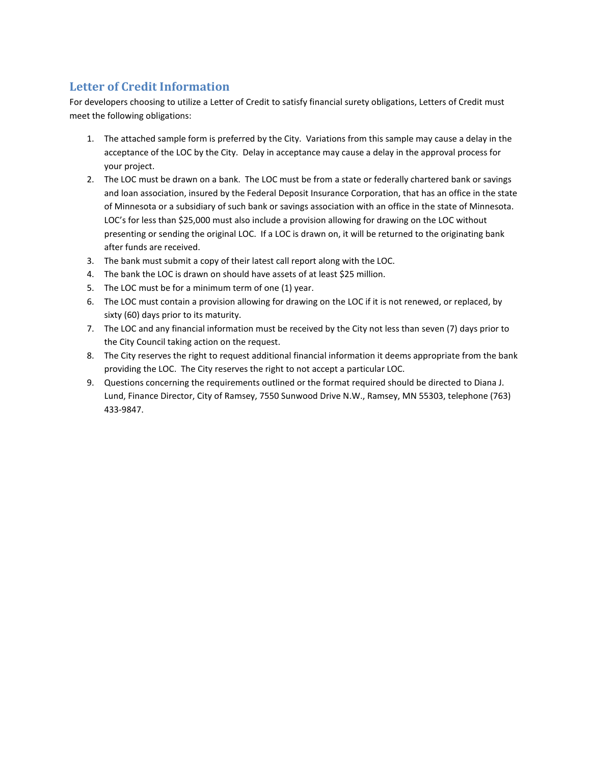## Letter of Credit Information

For developers choosing to utilize a Letter of Credit to satisfy financial surety obligations, Letters of Credit must meet the following obligations:

1. The attached sample form is preferred by the City. Variations from this sample may cause a delay in the acceptance of the LOC by the City. Delay in acceptance may cause a delay in the approval process for your project.
2. The LOC must be drawn on a bank. The LOC must be from a state or federally chartered bank or savings and loan association, insured by the Federal Deposit Insurance Corporation, that has an office in the state of Minnesota or a subsidiary of such bank or savings association with an office in the state of Minnesota. LOC's for less than $25,000 must also include a provision allowing for drawing on the LOC without presenting or sending the original LOC. If a LOC is drawn on, it will be returned to the originating bank after funds are received.
3. The bank must submit a copy of their latest call report along with the LOC.
4. The bank the LOC is drawn on should have assets of at least $25 million.
5. The LOC must be for a minimum term of one (1) year.
6. The LOC must contain a provision allowing for drawing on the LOC if it is not renewed, or replaced, by sixty (60) days prior to its maturity.
7. The LOC and any financial information must be received by the City not less than seven (7) days prior to the City Council taking action on the request.
8. The City reserves the right to request additional financial information it deems appropriate from the bank providing the LOC. The City reserves the right to not accept a particular LOC.
9. Questions concerning the requirements outlined or the format required should be directed to Diana J. Lund, Finance Director, City of Ramsey, 7550 Sunwood Drive N.W., Ramsey, MN 55303, telephone (763) 433-9847.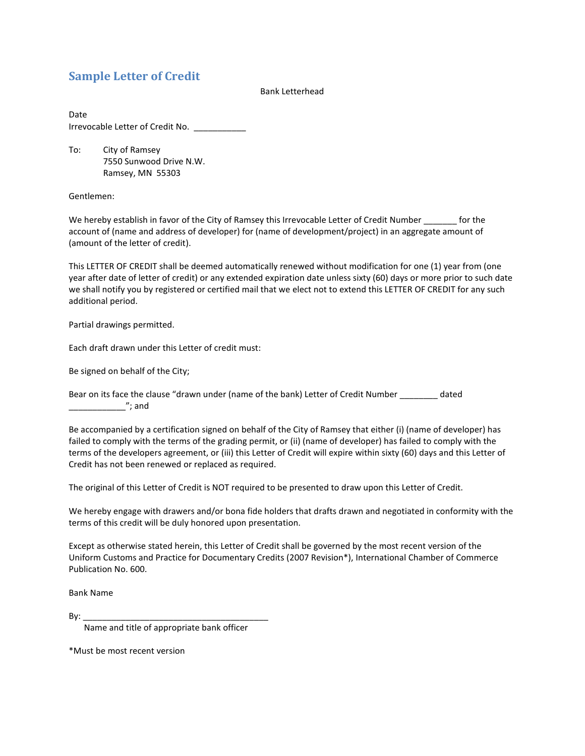# Sample Letter of Credit

Bank Letterhead

Date
Irrevocable Letter of Credit No. ___________

To: City of Ramsey
7550 Sunwood Drive N.W.
Ramsey, MN 55303

Gentlemen:

We hereby establish in favor of the City of Ramsey this Irrevocable Letter of Credit Number _______ for the account of (name and address of developer) for (name of development/project) in an aggregate amount of (amount of the letter of credit).

This LETTER OF CREDIT shall be deemed automatically renewed without modification for one (1) year from (one year after date of letter of credit) or any extended expiration date unless sixty (60) days or more prior to such date we shall notify you by registered or certified mail that we elect not to extend this LETTER OF CREDIT for any such additional period.

Partial drawings permitted.

Each draft drawn under this Letter of credit must:

Be signed on behalf of the City;

Bear on its face the clause "drawn under (name of the bank) Letter of Credit Number ________ dated ____________"; and

Be accompanied by a certification signed on behalf of the City of Ramsey that either (i) (name of developer) has failed to comply with the terms of the grading permit, or (ii) (name of developer) has failed to comply with the terms of the developers agreement, or (iii) this Letter of Credit will expire within sixty (60) days and this Letter of Credit has not been renewed or replaced as required.

The original of this Letter of Credit is NOT required to be presented to draw upon this Letter of Credit.

We hereby engage with drawers and/or bona fide holders that drafts drawn and negotiated in conformity with the terms of this credit will be duly honored upon presentation.

Except as otherwise stated herein, this Letter of Credit shall be governed by the most recent version of the Uniform Customs and Practice for Documentary Credits (2007 Revision*), International Chamber of Commerce Publication No. 600.

Bank Name

By: ________________________________________
Name and title of appropriate bank officer

*Must be most recent version